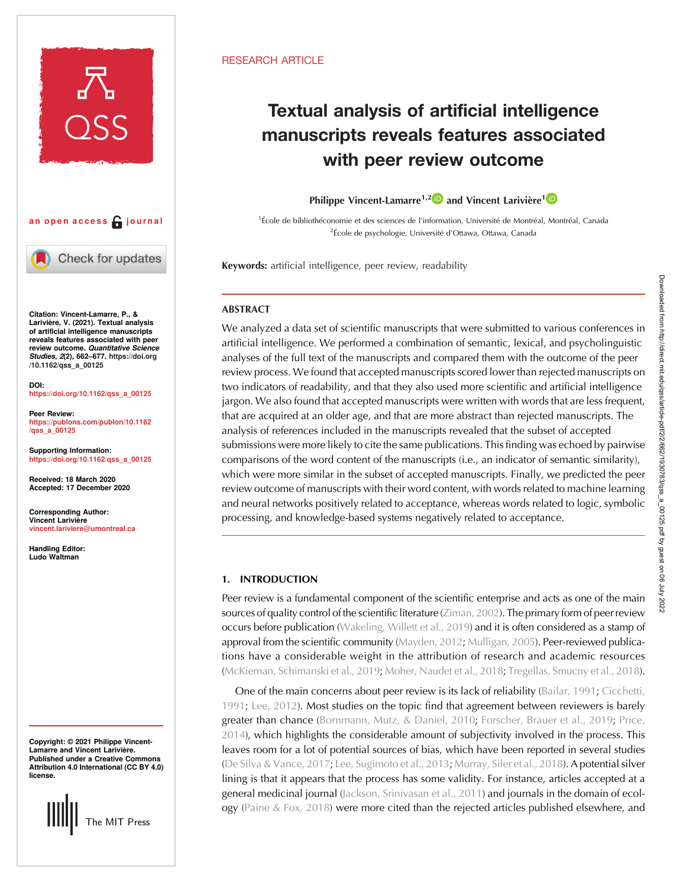RESEARCH ARTICLE

# Textual analysis of artificial intelligence manuscripts reveals features associated with peer review outcome

**Philippe Vincent-Lamarre**[1,2] **and Vincent Larivière**[1]

[1]École de bibliothéconomie et des sciences de l'information, Université de Montréal, Montréal, Canada
[2]École de psychologie, Université d'Ottawa, Ottawa, Canada

an open access journal

**Citation:** Vincent-Lamarre, P., & Larivière, V. (2021). Textual analysis of artificial intelligence manuscripts reveals features associated with peer review outcome. *Quantitative Science Studies*, *2*(2), 662–677. https://doi.org/10.1162/qss_a_00125

**DOI:** https://doi.org/10.1162/qss_a_00125

**Peer Review:** https://publons.com/publon/10.1162/qss_a_00125

**Supporting Information:** https://doi.org/10.1162/qss_a_00125

**Received:** 18 March 2020
**Accepted:** 17 December 2020

**Corresponding Author:** Vincent Larivière vincent.lariviere@umontreal.ca

**Handling Editor:** Ludo Waltman

**Copyright:** © 2021 Philippe Vincent-Lamarre and Vincent Larivière. Published under a Creative Commons Attribution 4.0 International (CC BY 4.0) license.

**Keywords:** artificial intelligence, peer review, readability

## ABSTRACT

We analyzed a data set of scientific manuscripts that were submitted to various conferences in artificial intelligence. We performed a combination of semantic, lexical, and psycholinguistic analyses of the full text of the manuscripts and compared them with the outcome of the peer review process. We found that accepted manuscripts scored lower than rejected manuscripts on two indicators of readability, and that they also used more scientific and artificial intelligence jargon. We also found that accepted manuscripts were written with words that are less frequent, that are acquired at an older age, and that are more abstract than rejected manuscripts. The analysis of references included in the manuscripts revealed that the subset of accepted submissions were more likely to cite the same publications. This finding was echoed by pairwise comparisons of the word content of the manuscripts (i.e., an indicator of semantic similarity), which were more similar in the subset of accepted manuscripts. Finally, we predicted the peer review outcome of manuscripts with their word content, with words related to machine learning and neural networks positively related to acceptance, whereas words related to logic, symbolic processing, and knowledge-based systems negatively related to acceptance.

## 1. INTRODUCTION

Peer review is a fundamental component of the scientific enterprise and acts as one of the main sources of quality control of the scientific literature (Ziman, 2002). The primary form of peer review occurs before publication (Wakeling, Willett et al., 2019) and it is often considered as a stamp of approval from the scientific community (Mayden, 2012; Mulligan, 2005). Peer-reviewed publications have a considerable weight in the attribution of research and academic resources (McKiernan, Schimanski et al., 2019; Moher, Naudet et al., 2018; Tregellas, Smucny et al., 2018).

One of the main concerns about peer review is its lack of reliability (Bailar, 1991; Cicchetti, 1991; Lee, 2012). Most studies on the topic find that agreement between reviewers is barely greater than chance (Bornmann, Mutz, & Daniel, 2010; Forscher, Brauer et al., 2019; Price, 2014), which highlights the considerable amount of subjectivity involved in the process. This leaves room for a lot of potential sources of bias, which have been reported in several studies (De Silva & Vance, 2017; Lee, Sugimoto et al., 2013; Murray, Siler et al., 2018). A potential silver lining is that it appears that the process has some validity. For instance, articles accepted at a general medicinal journal (Jackson, Srinivasan et al., 2011) and journals in the domain of ecology (Paine & Fox, 2018) were more cited than the rejected articles published elsewhere, and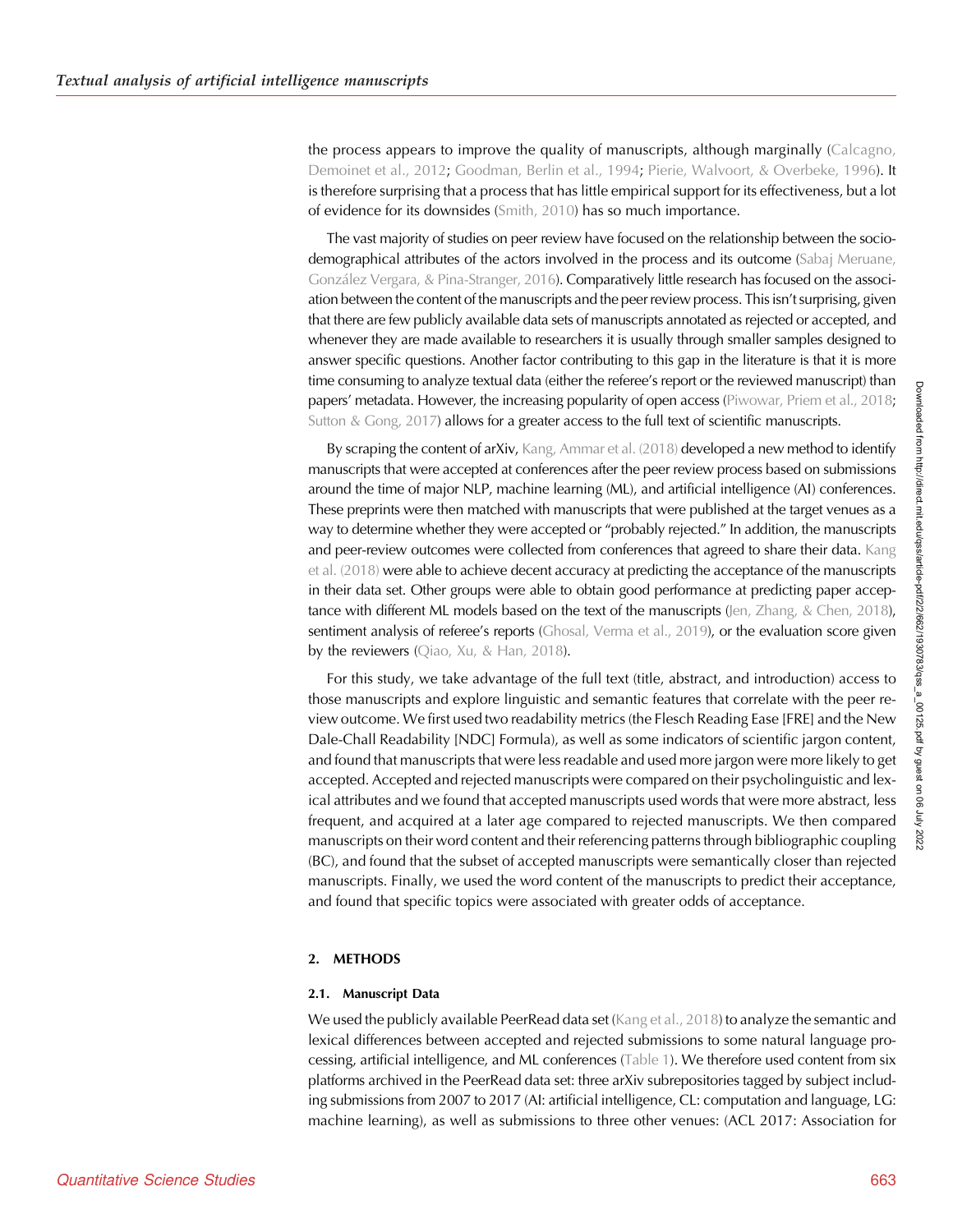the process appears to improve the quality of manuscripts, although marginally (Calcagno, Demoinet et al., 2012; Goodman, Berlin et al., 1994; Pierie, Walvoort, & Overbeke, 1996). It is therefore surprising that a process that has little empirical support for its effectiveness, but a lot of evidence for its downsides (Smith, 2010) has so much importance.

The vast majority of studies on peer review have focused on the relationship between the sociodemographical attributes of the actors involved in the process and its outcome (Sabaj Meruane, González Vergara, & Pina-Stranger, 2016). Comparatively little research has focused on the association between the content of the manuscripts and the peer review process. This isn't surprising, given that there are few publicly available data sets of manuscripts annotated as rejected or accepted, and whenever they are made available to researchers it is usually through smaller samples designed to answer specific questions. Another factor contributing to this gap in the literature is that it is more time consuming to analyze textual data (either the referee's report or the reviewed manuscript) than papers' metadata. However, the increasing popularity of open access (Piwowar, Priem et al., 2018; Sutton & Gong, 2017) allows for a greater access to the full text of scientific manuscripts.

By scraping the content of arXiv, Kang, Ammar et al. (2018) developed a new method to identify manuscripts that were accepted at conferences after the peer review process based on submissions around the time of major NLP, machine learning (ML), and artificial intelligence (AI) conferences. These preprints were then matched with manuscripts that were published at the target venues as a way to determine whether they were accepted or "probably rejected." In addition, the manuscripts and peer-review outcomes were collected from conferences that agreed to share their data. Kang et al. (2018) were able to achieve decent accuracy at predicting the acceptance of the manuscripts in their data set. Other groups were able to obtain good performance at predicting paper acceptance with different ML models based on the text of the manuscripts (Jen, Zhang, & Chen, 2018), sentiment analysis of referee's reports (Ghosal, Verma et al., 2019), or the evaluation score given by the reviewers (Qiao, Xu, & Han, 2018).

For this study, we take advantage of the full text (title, abstract, and introduction) access to those manuscripts and explore linguistic and semantic features that correlate with the peer review outcome. We first used two readability metrics (the Flesch Reading Ease [FRE] and the New Dale-Chall Readability [NDC] Formula), as well as some indicators of scientific jargon content, and found that manuscripts that were less readable and used more jargon were more likely to get accepted. Accepted and rejected manuscripts were compared on their psycholinguistic and lexical attributes and we found that accepted manuscripts used words that were more abstract, less frequent, and acquired at a later age compared to rejected manuscripts. We then compared manuscripts on their word content and their referencing patterns through bibliographic coupling (BC), and found that the subset of accepted manuscripts were semantically closer than rejected manuscripts. Finally, we used the word content of the manuscripts to predict their acceptance, and found that specific topics were associated with greater odds of acceptance.

## 2. METHODS

### 2.1. Manuscript Data

We used the publicly available PeerRead data set (Kang et al., 2018) to analyze the semantic and lexical differences between accepted and rejected submissions to some natural language processing, artificial intelligence, and ML conferences (Table 1). We therefore used content from six platforms archived in the PeerRead data set: three arXiv subrepositories tagged by subject including submissions from 2007 to 2017 (AI: artificial intelligence, CL: computation and language, LG: machine learning), as well as submissions to three other venues: (ACL 2017: Association for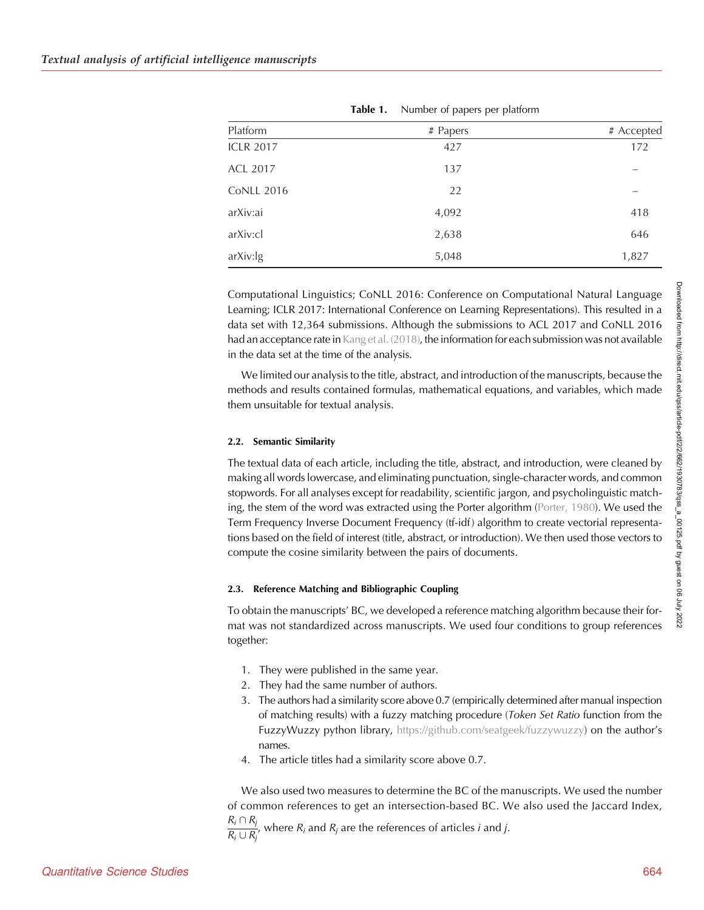**Table 1.** Number of papers per platform

| Platform | # Papers | # Accepted |
|---|---|---|
| ICLR 2017 | 427 | 172 |
| ACL 2017 | 137 | – |
| CoNLL 2016 | 22 | – |
| arXiv:ai | 4,092 | 418 |
| arXiv:cl | 2,638 | 646 |
| arXiv:lg | 5,048 | 1,827 |

Computational Linguistics; CoNLL 2016: Conference on Computational Natural Language Learning; ICLR 2017: International Conference on Learning Representations). This resulted in a data set with 12,364 submissions. Although the submissions to ACL 2017 and CoNLL 2016 had an acceptance rate in Kang et al. (2018), the information for each submission was not available in the data set at the time of the analysis.

We limited our analysis to the title, abstract, and introduction of the manuscripts, because the methods and results contained formulas, mathematical equations, and variables, which made them unsuitable for textual analysis.

#### 2.2. Semantic Similarity

The textual data of each article, including the title, abstract, and introduction, were cleaned by making all words lowercase, and eliminating punctuation, single-character words, and common stopwords. For all analyses except for readability, scientific jargon, and psycholinguistic matching, the stem of the word was extracted using the Porter algorithm (Porter, 1980). We used the Term Frequency Inverse Document Frequency (tf-idf) algorithm to create vectorial representations based on the field of interest (title, abstract, or introduction). We then used those vectors to compute the cosine similarity between the pairs of documents.

#### 2.3. Reference Matching and Bibliographic Coupling

To obtain the manuscripts' BC, we developed a reference matching algorithm because their format was not standardized across manuscripts. We used four conditions to group references together:

1. They were published in the same year.
2. They had the same number of authors.
3. The authors had a similarity score above 0.7 (empirically determined after manual inspection of matching results) with a fuzzy matching procedure (*Token Set Ratio* function from the FuzzyWuzzy python library, https://github.com/seatgeek/fuzzywuzzy) on the author's names.
4. The article titles had a similarity score above 0.7.

We also used two measures to determine the BC of the manuscripts. We used the number of common references to get an intersection-based BC. We also used the Jaccard Index, $\dfrac{R_i \cap R_j}{R_i \cup R_j}$, where $R_i$ and $R_j$ are the references of articles $i$ and $j$.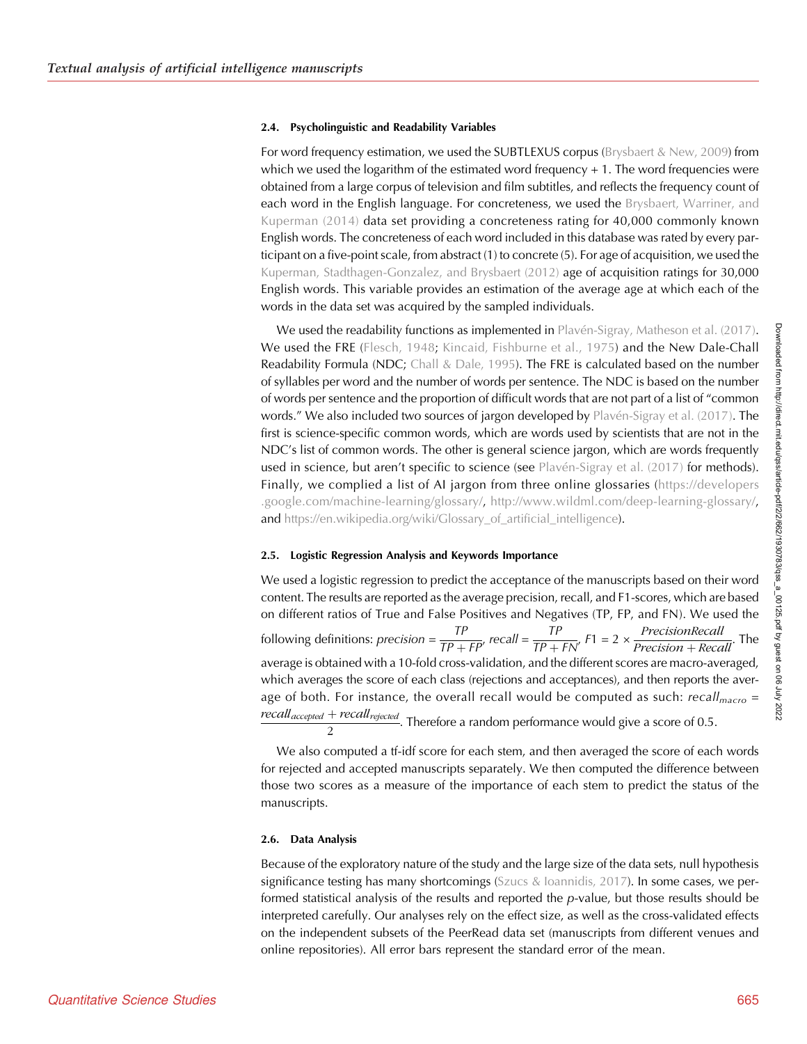### 2.4. Psycholinguistic and Readability Variables

For word frequency estimation, we used the SUBTLEXUS corpus (Brysbaert & New, 2009) from which we used the logarithm of the estimated word frequency + 1. The word frequencies were obtained from a large corpus of television and film subtitles, and reflects the frequency count of each word in the English language. For concreteness, we used the Brysbaert, Warriner, and Kuperman (2014) data set providing a concreteness rating for 40,000 commonly known English words. The concreteness of each word included in this database was rated by every participant on a five-point scale, from abstract (1) to concrete (5). For age of acquisition, we used the Kuperman, Stadthagen-Gonzalez, and Brysbaert (2012) age of acquisition ratings for 30,000 English words. This variable provides an estimation of the average age at which each of the words in the data set was acquired by the sampled individuals.

We used the readability functions as implemented in Plavén-Sigray, Matheson et al. (2017). We used the FRE (Flesch, 1948; Kincaid, Fishburne et al., 1975) and the New Dale-Chall Readability Formula (NDC; Chall & Dale, 1995). The FRE is calculated based on the number of syllables per word and the number of words per sentence. The NDC is based on the number of words per sentence and the proportion of difficult words that are not part of a list of "common words." We also included two sources of jargon developed by Plavén-Sigray et al. (2017). The first is science-specific common words, which are words used by scientists that are not in the NDC's list of common words. The other is general science jargon, which are words frequently used in science, but aren't specific to science (see Plavén-Sigray et al. (2017) for methods). Finally, we complied a list of AI jargon from three online glossaries (https://developers.google.com/machine-learning/glossary/, http://www.wildml.com/deep-learning-glossary/, and https://en.wikipedia.org/wiki/Glossary_of_artificial_intelligence).

### 2.5. Logistic Regression Analysis and Keywords Importance

We used a logistic regression to predict the acceptance of the manuscripts based on their word content. The results are reported as the average precision, recall, and F1-scores, which are based on different ratios of True and False Positives and Negatives (TP, FP, and FN). We used the following definitions: $precision = \frac{TP}{TP + FP}$, $recall = \frac{TP}{TP + FN}$, $F1 = 2 \times \frac{PrecisionRecall}{Precision + Recall}$. The average is obtained with a 10-fold cross-validation, and the different scores are macro-averaged, which averages the score of each class (rejections and acceptances), and then reports the average of both. For instance, the overall recall would be computed as such: $recall_{macro} = \frac{recall_{accepted} + recall_{rejected}}{2}$. Therefore a random performance would give a score of 0.5.

We also computed a tf-idf score for each stem, and then averaged the score of each words for rejected and accepted manuscripts separately. We then computed the difference between those two scores as a measure of the importance of each stem to predict the status of the manuscripts.

### 2.6. Data Analysis

Because of the exploratory nature of the study and the large size of the data sets, null hypothesis significance testing has many shortcomings (Szucs & Ioannidis, 2017). In some cases, we performed statistical analysis of the results and reported the *p*-value, but those results should be interpreted carefully. Our analyses rely on the effect size, as well as the cross-validated effects on the independent subsets of the PeerRead data set (manuscripts from different venues and online repositories). All error bars represent the standard error of the mean.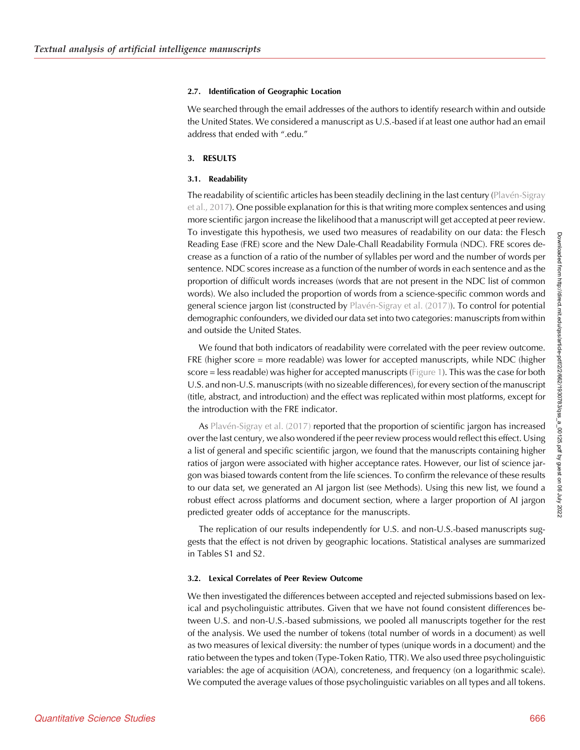### 2.7. Identification of Geographic Location

We searched through the email addresses of the authors to identify research within and outside the United States. We considered a manuscript as U.S.-based if at least one author had an email address that ended with ".edu."

## 3. RESULTS

### 3.1. Readability

The readability of scientific articles has been steadily declining in the last century (Plavén-Sigray et al., 2017). One possible explanation for this is that writing more complex sentences and using more scientific jargon increase the likelihood that a manuscript will get accepted at peer review. To investigate this hypothesis, we used two measures of readability on our data: the Flesch Reading Ease (FRE) score and the New Dale-Chall Readability Formula (NDC). FRE scores decrease as a function of a ratio of the number of syllables per word and the number of words per sentence. NDC scores increase as a function of the number of words in each sentence and as the proportion of difficult words increases (words that are not present in the NDC list of common words). We also included the proportion of words from a science-specific common words and general science jargon list (constructed by Plavén-Sigray et al. (2017)). To control for potential demographic confounders, we divided our data set into two categories: manuscripts from within and outside the United States.

We found that both indicators of readability were correlated with the peer review outcome. FRE (higher score = more readable) was lower for accepted manuscripts, while NDC (higher score = less readable) was higher for accepted manuscripts (Figure 1). This was the case for both U.S. and non-U.S. manuscripts (with no sizeable differences), for every section of the manuscript (title, abstract, and introduction) and the effect was replicated within most platforms, except for the introduction with the FRE indicator.

As Plavén-Sigray et al. (2017) reported that the proportion of scientific jargon has increased over the last century, we also wondered if the peer review process would reflect this effect. Using a list of general and specific scientific jargon, we found that the manuscripts containing higher ratios of jargon were associated with higher acceptance rates. However, our list of science jargon was biased towards content from the life sciences. To confirm the relevance of these results to our data set, we generated an AI jargon list (see Methods). Using this new list, we found a robust effect across platforms and document section, where a larger proportion of AI jargon predicted greater odds of acceptance for the manuscripts.

The replication of our results independently for U.S. and non-U.S.-based manuscripts suggests that the effect is not driven by geographic locations. Statistical analyses are summarized in Tables S1 and S2.

### 3.2. Lexical Correlates of Peer Review Outcome

We then investigated the differences between accepted and rejected submissions based on lexical and psycholinguistic attributes. Given that we have not found consistent differences between U.S. and non-U.S.-based submissions, we pooled all manuscripts together for the rest of the analysis. We used the number of tokens (total number of words in a document) as well as two measures of lexical diversity: the number of types (unique words in a document) and the ratio between the types and token (Type-Token Ratio, TTR). We also used three psycholinguistic variables: the age of acquisition (AOA), concreteness, and frequency (on a logarithmic scale). We computed the average values of those psycholinguistic variables on all types and all tokens.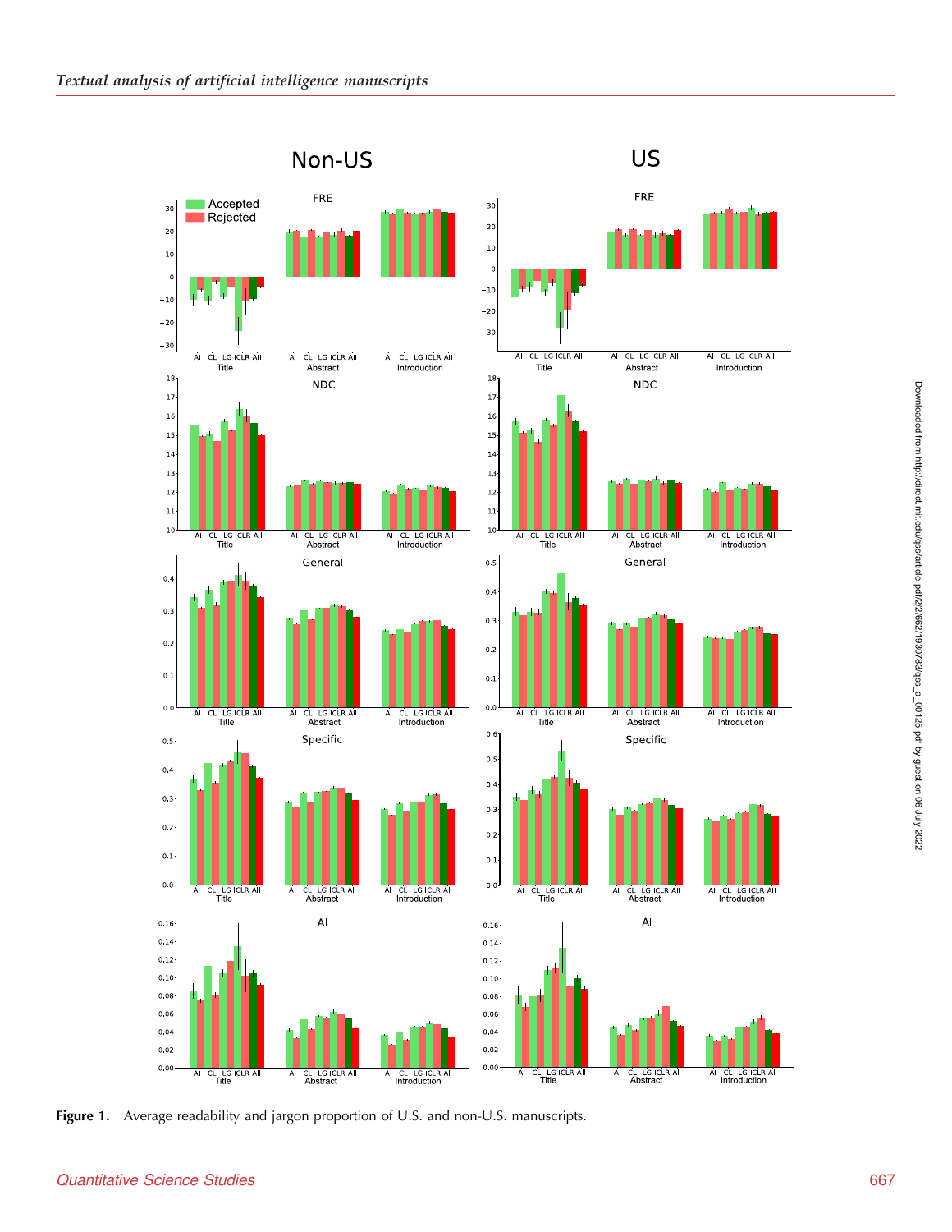Figure 1. Average readability and jargon proportion of U.S. and non-U.S. manuscripts.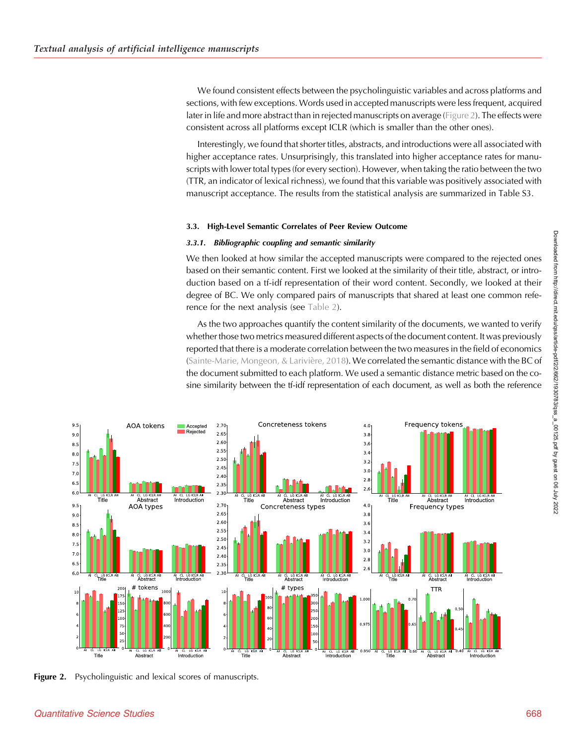We found consistent effects between the psycholinguistic variables and across platforms and sections, with few exceptions. Words used in accepted manuscripts were less frequent, acquired later in life and more abstract than in rejected manuscripts on average (Figure 2). The effects were consistent across all platforms except ICLR (which is smaller than the other ones).

Interestingly, we found that shorter titles, abstracts, and introductions were all associated with higher acceptance rates. Unsurprisingly, this translated into higher acceptance rates for manuscripts with lower total types (for every section). However, when taking the ratio between the two (TTR, an indicator of lexical richness), we found that this variable was positively associated with manuscript acceptance. The results from the statistical analysis are summarized in Table S3.

### 3.3. High-Level Semantic Correlates of Peer Review Outcome

#### 3.3.1. *Bibliographic coupling and semantic similarity*

We then looked at how similar the accepted manuscripts were compared to the rejected ones based on their semantic content. First we looked at the similarity of their title, abstract, or introduction based on a tf-idf representation of their word content. Secondly, we looked at their degree of BC. We only compared pairs of manuscripts that shared at least one common reference for the next analysis (see Table 2).

As the two approaches quantify the content similarity of the documents, we wanted to verify whether those two metrics measured different aspects of the document content. It was previously reported that there is a moderate correlation between the two measures in the field of economics (Sainte-Marie, Mongeon, & Larivière, 2018). We correlated the semantic distance with the BC of the document submitted to each platform. We used a semantic distance metric based on the cosine similarity between the tf-idf representation of each document, as well as both the reference

**Figure 2.** Psycholinguistic and lexical scores of manuscripts.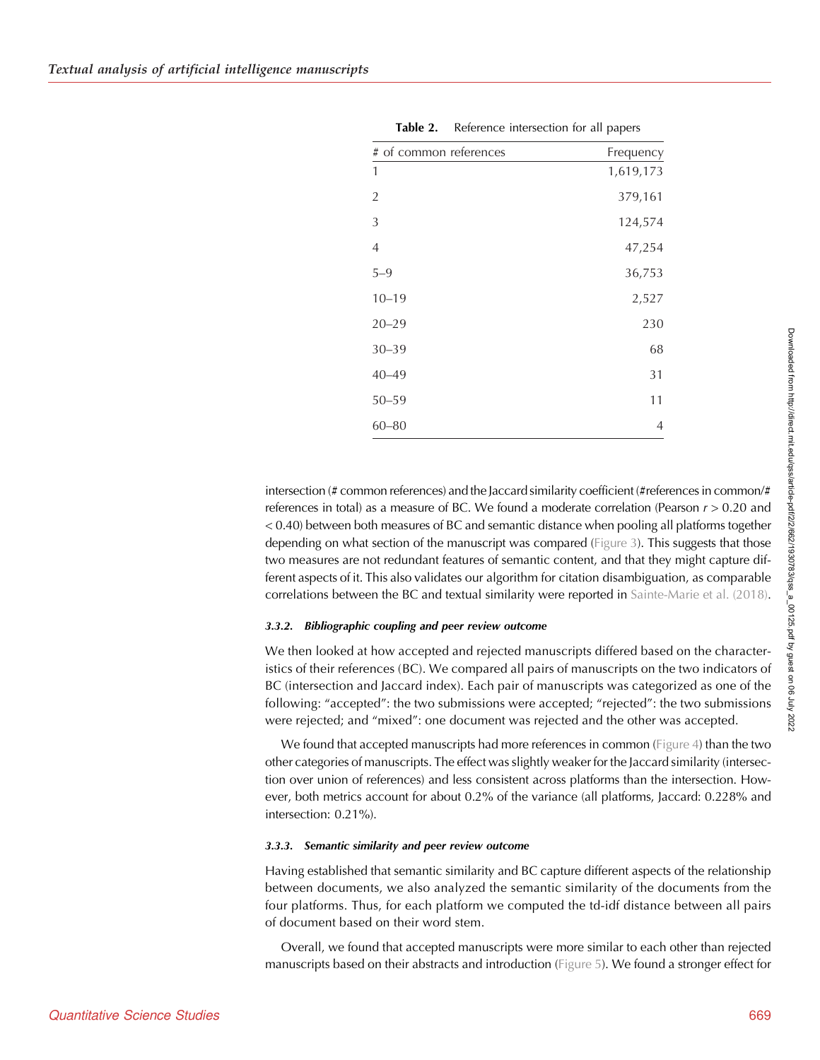**Table 2.** Reference intersection for all papers

| # of common references | Frequency |
|---|---|
| 1 | 1,619,173 |
| 2 | 379,161 |
| 3 | 124,574 |
| 4 | 47,254 |
| 5–9 | 36,753 |
| 10–19 | 2,527 |
| 20–29 | 230 |
| 30–39 | 68 |
| 40–49 | 31 |
| 50–59 | 11 |
| 60–80 | 4 |

intersection (# common references) and the Jaccard similarity coefficient (#references in common/# references in total) as a measure of BC. We found a moderate correlation (Pearson $r > 0.20$ and $< 0.40$) between both measures of BC and semantic distance when pooling all platforms together depending on what section of the manuscript was compared (Figure 3). This suggests that those two measures are not redundant features of semantic content, and that they might capture different aspects of it. This also validates our algorithm for citation disambiguation, as comparable correlations between the BC and textual similarity were reported in Sainte-Marie et al. (2018).

#### 3.3.2. Bibliographic coupling and peer review outcome

We then looked at how accepted and rejected manuscripts differed based on the characteristics of their references (BC). We compared all pairs of manuscripts on the two indicators of BC (intersection and Jaccard index). Each pair of manuscripts was categorized as one of the following: "accepted": the two submissions were accepted; "rejected": the two submissions were rejected; and "mixed": one document was rejected and the other was accepted.

We found that accepted manuscripts had more references in common (Figure 4) than the two other categories of manuscripts. The effect was slightly weaker for the Jaccard similarity (intersection over union of references) and less consistent across platforms than the intersection. However, both metrics account for about 0.2% of the variance (all platforms, Jaccard: 0.228% and intersection: 0.21%).

#### 3.3.3. Semantic similarity and peer review outcome

Having established that semantic similarity and BC capture different aspects of the relationship between documents, we also analyzed the semantic similarity of the documents from the four platforms. Thus, for each platform we computed the td-idf distance between all pairs of document based on their word stem.

Overall, we found that accepted manuscripts were more similar to each other than rejected manuscripts based on their abstracts and introduction (Figure 5). We found a stronger effect for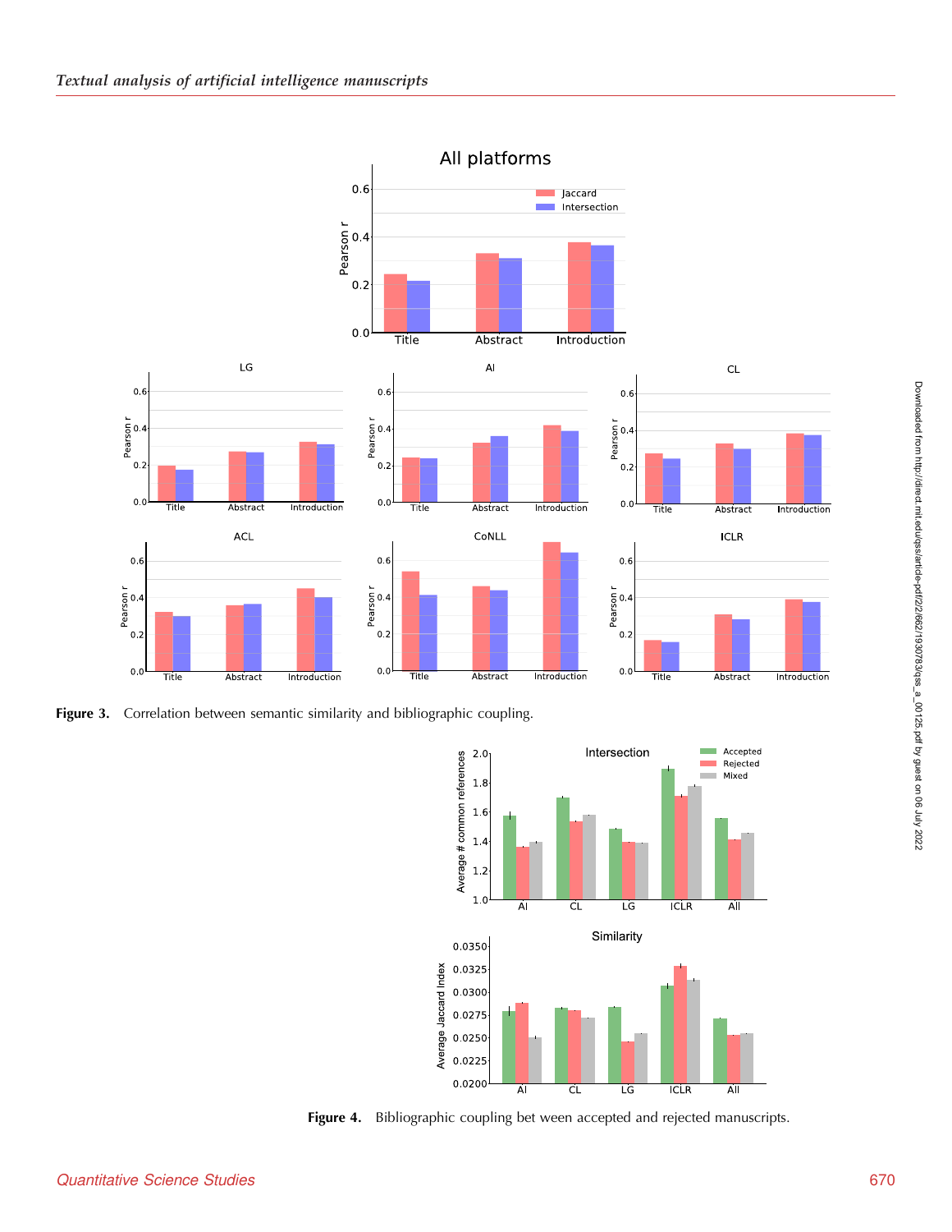Figure 3. Correlation between semantic similarity and bibliographic coupling.

Figure 4. Bibliographic coupling bet ween accepted and rejected manuscripts.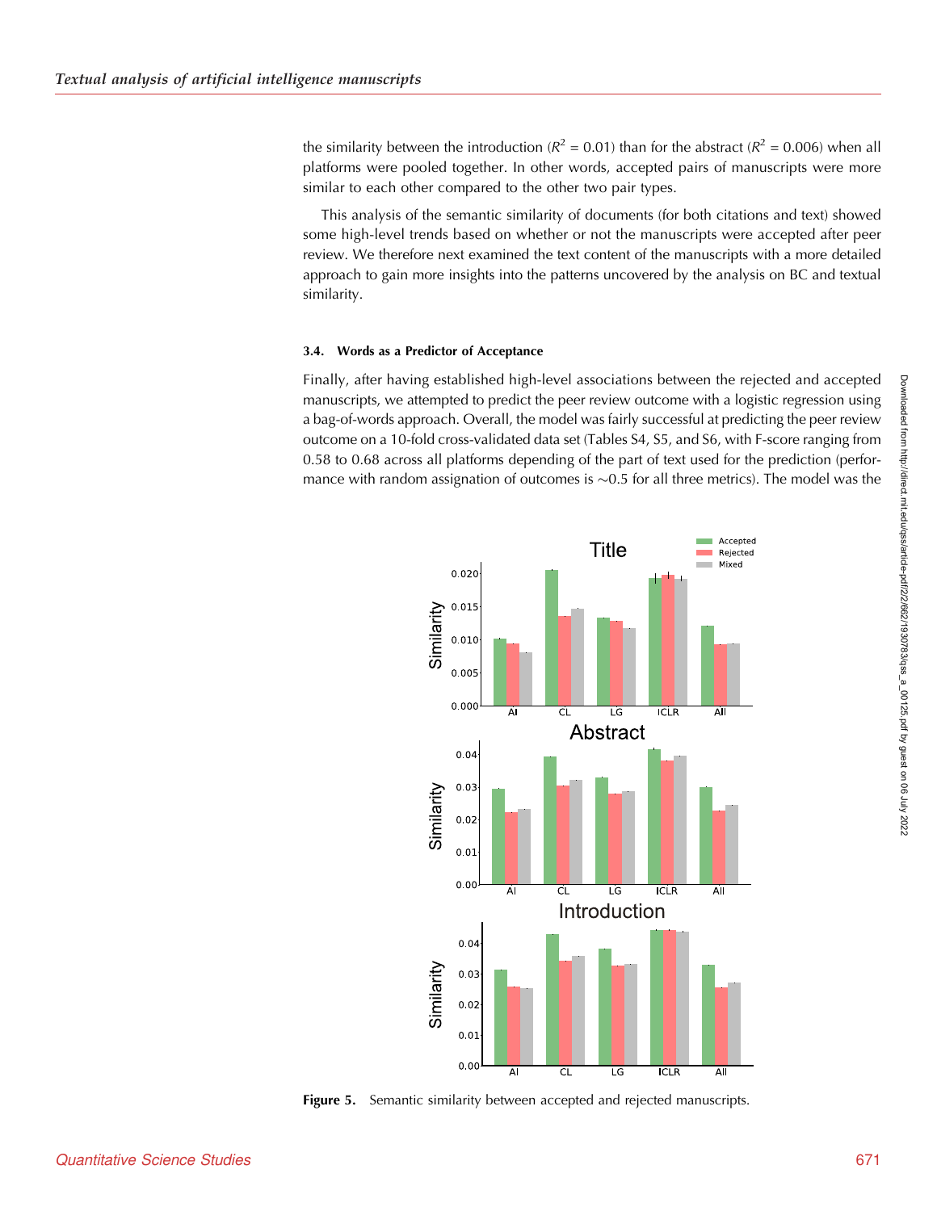the similarity between the introduction ($R^2 = 0.01$) than for the abstract ($R^2 = 0.006$) when all platforms were pooled together. In other words, accepted pairs of manuscripts were more similar to each other compared to the other two pair types.

This analysis of the semantic similarity of documents (for both citations and text) showed some high-level trends based on whether or not the manuscripts were accepted after peer review. We therefore next examined the text content of the manuscripts with a more detailed approach to gain more insights into the patterns uncovered by the analysis on BC and textual similarity.

### 3.4. Words as a Predictor of Acceptance

Finally, after having established high-level associations between the rejected and accepted manuscripts, we attempted to predict the peer review outcome with a logistic regression using a bag-of-words approach. Overall, the model was fairly successful at predicting the peer review outcome on a 10-fold cross-validated data set (Tables S4, S5, and S6, with F-score ranging from 0.58 to 0.68 across all platforms depending of the part of text used for the prediction (performance with random assignation of outcomes is ∼0.5 for all three metrics). The model was the

**Figure 5.** Semantic similarity between accepted and rejected manuscripts.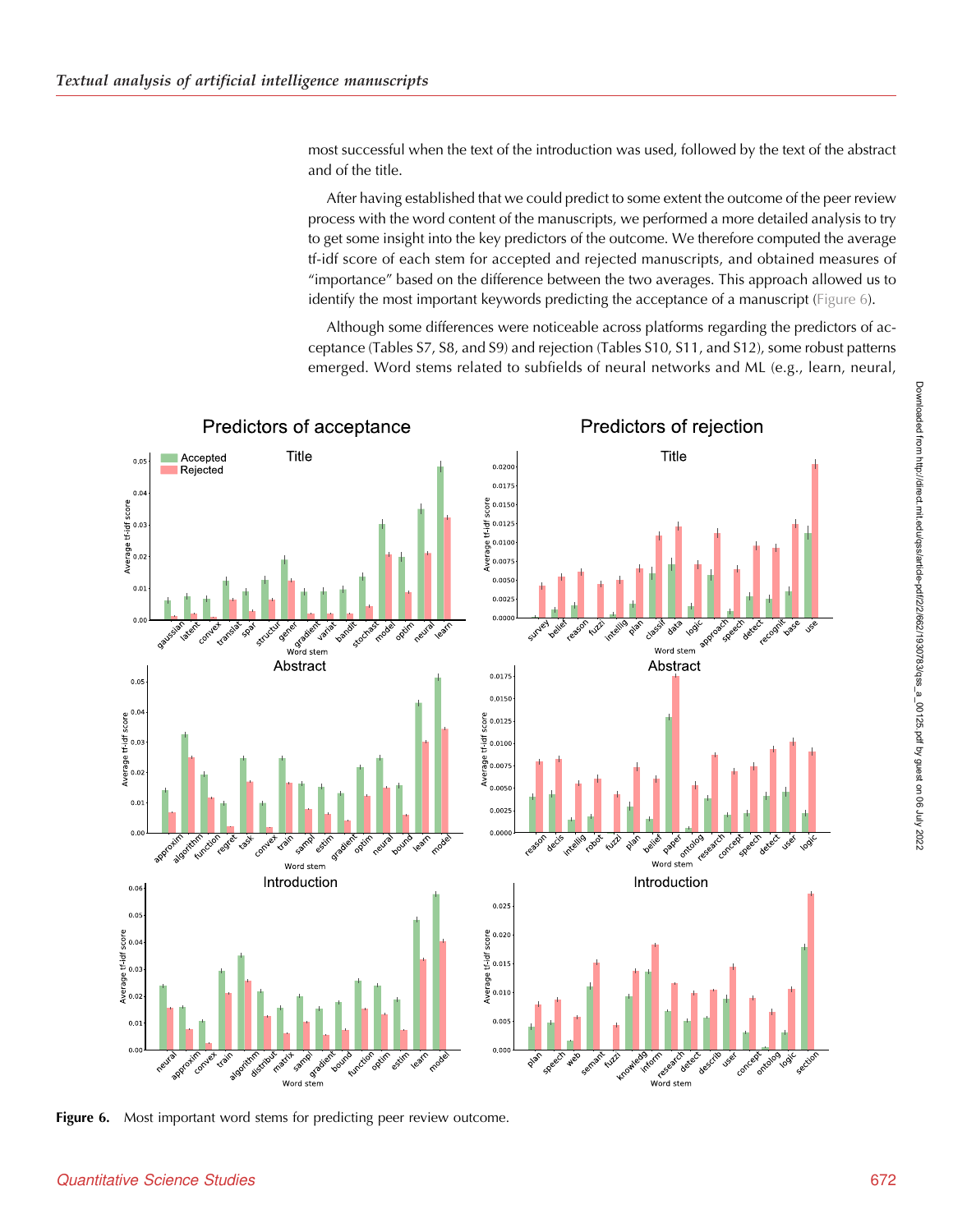most successful when the text of the introduction was used, followed by the text of the abstract and of the title.

After having established that we could predict to some extent the outcome of the peer review process with the word content of the manuscripts, we performed a more detailed analysis to try to get some insight into the key predictors of the outcome. We therefore computed the average tf-idf score of each stem for accepted and rejected manuscripts, and obtained measures of "importance" based on the difference between the two averages. This approach allowed us to identify the most important keywords predicting the acceptance of a manuscript (Figure 6).

Although some differences were noticeable across platforms regarding the predictors of acceptance (Tables S7, S8, and S9) and rejection (Tables S10, S11, and S12), some robust patterns emerged. Word stems related to subfields of neural networks and ML (e.g., learn, neural,

**Figure 6.** Most important word stems for predicting peer review outcome.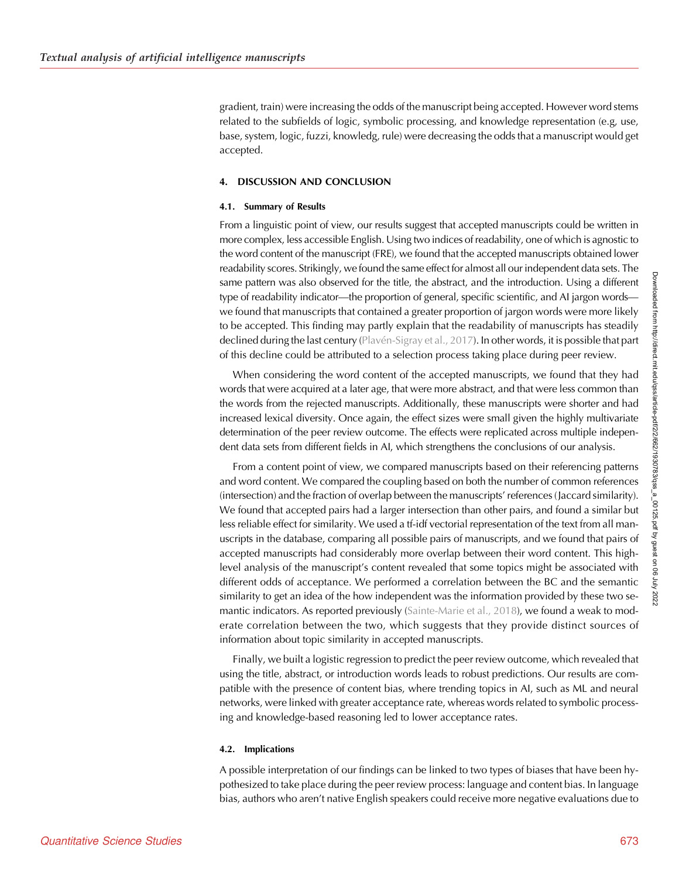gradient, train) were increasing the odds of the manuscript being accepted. However word stems related to the subfields of logic, symbolic processing, and knowledge representation (e.g, use, base, system, logic, fuzzi, knowledg, rule) were decreasing the odds that a manuscript would get accepted.

## 4. DISCUSSION AND CONCLUSION

### 4.1. Summary of Results

From a linguistic point of view, our results suggest that accepted manuscripts could be written in more complex, less accessible English. Using two indices of readability, one of which is agnostic to the word content of the manuscript (FRE), we found that the accepted manuscripts obtained lower readability scores. Strikingly, we found the same effect for almost all our independent data sets. The same pattern was also observed for the title, the abstract, and the introduction. Using a different type of readability indicator—the proportion of general, specific scientific, and AI jargon words—we found that manuscripts that contained a greater proportion of jargon words were more likely to be accepted. This finding may partly explain that the readability of manuscripts has steadily declined during the last century (Plavén-Sigray et al., 2017). In other words, it is possible that part of this decline could be attributed to a selection process taking place during peer review.

When considering the word content of the accepted manuscripts, we found that they had words that were acquired at a later age, that were more abstract, and that were less common than the words from the rejected manuscripts. Additionally, these manuscripts were shorter and had increased lexical diversity. Once again, the effect sizes were small given the highly multivariate determination of the peer review outcome. The effects were replicated across multiple independent data sets from different fields in AI, which strengthens the conclusions of our analysis.

From a content point of view, we compared manuscripts based on their referencing patterns and word content. We compared the coupling based on both the number of common references (intersection) and the fraction of overlap between the manuscripts' references (Jaccard similarity). We found that accepted pairs had a larger intersection than other pairs, and found a similar but less reliable effect for similarity. We used a tf-idf vectorial representation of the text from all manuscripts in the database, comparing all possible pairs of manuscripts, and we found that pairs of accepted manuscripts had considerably more overlap between their word content. This high-level analysis of the manuscript's content revealed that some topics might be associated with different odds of acceptance. We performed a correlation between the BC and the semantic similarity to get an idea of the how independent was the information provided by these two semantic indicators. As reported previously (Sainte-Marie et al., 2018), we found a weak to moderate correlation between the two, which suggests that they provide distinct sources of information about topic similarity in accepted manuscripts.

Finally, we built a logistic regression to predict the peer review outcome, which revealed that using the title, abstract, or introduction words leads to robust predictions. Our results are compatible with the presence of content bias, where trending topics in AI, such as ML and neural networks, were linked with greater acceptance rate, whereas words related to symbolic processing and knowledge-based reasoning led to lower acceptance rates.

### 4.2. Implications

A possible interpretation of our findings can be linked to two types of biases that have been hypothesized to take place during the peer review process: language and content bias. In language bias, authors who aren't native English speakers could receive more negative evaluations due to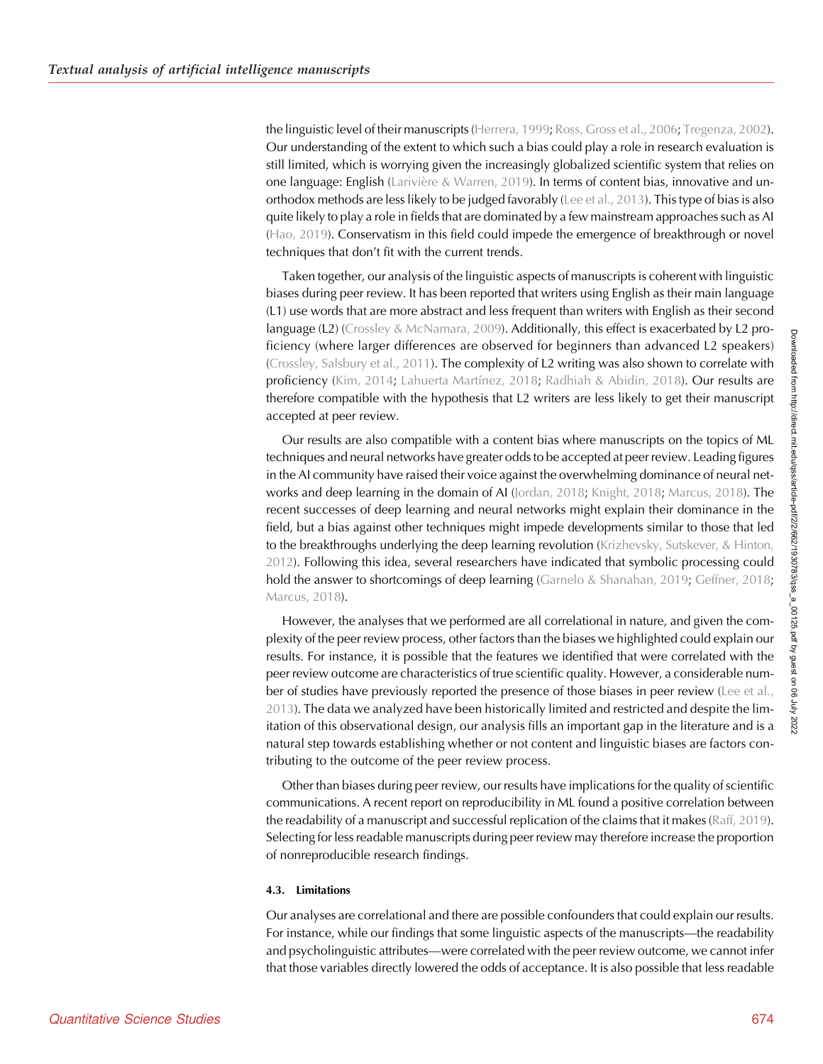the linguistic level of their manuscripts (Herrera, 1999; Ross, Gross et al., 2006; Tregenza, 2002). Our understanding of the extent to which such a bias could play a role in research evaluation is still limited, which is worrying given the increasingly globalized scientific system that relies on one language: English (Larivière & Warren, 2019). In terms of content bias, innovative and unorthodox methods are less likely to be judged favorably (Lee et al., 2013). This type of bias is also quite likely to play a role in fields that are dominated by a few mainstream approaches such as AI (Hao, 2019). Conservatism in this field could impede the emergence of breakthrough or novel techniques that don't fit with the current trends.

Taken together, our analysis of the linguistic aspects of manuscripts is coherent with linguistic biases during peer review. It has been reported that writers using English as their main language (L1) use words that are more abstract and less frequent than writers with English as their second language (L2) (Crossley & McNamara, 2009). Additionally, this effect is exacerbated by L2 proficiency (where larger differences are observed for beginners than advanced L2 speakers) (Crossley, Salsbury et al., 2011). The complexity of L2 writing was also shown to correlate with proficiency (Kim, 2014; Lahuerta Martínez, 2018; Radhiah & Abidin, 2018). Our results are therefore compatible with the hypothesis that L2 writers are less likely to get their manuscript accepted at peer review.

Our results are also compatible with a content bias where manuscripts on the topics of ML techniques and neural networks have greater odds to be accepted at peer review. Leading figures in the AI community have raised their voice against the overwhelming dominance of neural networks and deep learning in the domain of AI (Jordan, 2018; Knight, 2018; Marcus, 2018). The recent successes of deep learning and neural networks might explain their dominance in the field, but a bias against other techniques might impede developments similar to those that led to the breakthroughs underlying the deep learning revolution (Krizhevsky, Sutskever, & Hinton, 2012). Following this idea, several researchers have indicated that symbolic processing could hold the answer to shortcomings of deep learning (Garnelo & Shanahan, 2019; Geffner, 2018; Marcus, 2018).

However, the analyses that we performed are all correlational in nature, and given the complexity of the peer review process, other factors than the biases we highlighted could explain our results. For instance, it is possible that the features we identified that were correlated with the peer review outcome are characteristics of true scientific quality. However, a considerable number of studies have previously reported the presence of those biases in peer review (Lee et al., 2013). The data we analyzed have been historically limited and restricted and despite the limitation of this observational design, our analysis fills an important gap in the literature and is a natural step towards establishing whether or not content and linguistic biases are factors contributing to the outcome of the peer review process.

Other than biases during peer review, our results have implications for the quality of scientific communications. A recent report on reproducibility in ML found a positive correlation between the readability of a manuscript and successful replication of the claims that it makes (Raff, 2019). Selecting for less readable manuscripts during peer review may therefore increase the proportion of nonreproducible research findings.

#### 4.3. Limitations

Our analyses are correlational and there are possible confounders that could explain our results. For instance, while our findings that some linguistic aspects of the manuscripts—the readability and psycholinguistic attributes—were correlated with the peer review outcome, we cannot infer that those variables directly lowered the odds of acceptance. It is also possible that less readable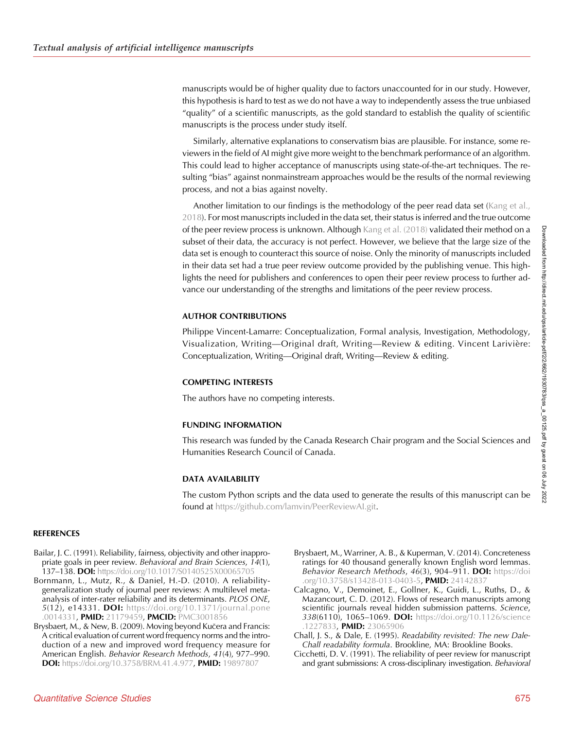manuscripts would be of higher quality due to factors unaccounted for in our study. However, this hypothesis is hard to test as we do not have a way to independently assess the true unbiased "quality" of a scientific manuscripts, as the gold standard to establish the quality of scientific manuscripts is the process under study itself.

Similarly, alternative explanations to conservatism bias are plausible. For instance, some reviewers in the field of AI might give more weight to the benchmark performance of an algorithm. This could lead to higher acceptance of manuscripts using state-of-the-art techniques. The resulting "bias" against nonmainstream approaches would be the results of the normal reviewing process, and not a bias against novelty.

Another limitation to our findings is the methodology of the peer read data set (Kang et al., 2018). For most manuscripts included in the data set, their status is inferred and the true outcome of the peer review process is unknown. Although Kang et al. (2018) validated their method on a subset of their data, the accuracy is not perfect. However, we believe that the large size of the data set is enough to counteract this source of noise. Only the minority of manuscripts included in their data set had a true peer review outcome provided by the publishing venue. This highlights the need for publishers and conferences to open their peer review process to further advance our understanding of the strengths and limitations of the peer review process.

## AUTHOR CONTRIBUTIONS

Philippe Vincent-Lamarre: Conceptualization, Formal analysis, Investigation, Methodology, Visualization, Writing—Original draft, Writing—Review & editing. Vincent Larivière: Conceptualization, Writing—Original draft, Writing—Review & editing.

## COMPETING INTERESTS

The authors have no competing interests.

## FUNDING INFORMATION

This research was funded by the Canada Research Chair program and the Social Sciences and Humanities Research Council of Canada.

## DATA AVAILABILITY

The custom Python scripts and the data used to generate the results of this manuscript can be found at https://github.com/lamvin/PeerReviewAI.git.

## REFERENCES

Bailar, J. C. (1991). Reliability, fairness, objectivity and other inappropriate goals in peer review. *Behavioral and Brain Sciences*, *14*(1), 137–138. **DOI:** https://doi.org/10.1017/S0140525X00065705

Bornmann, L., Mutz, R., & Daniel, H.-D. (2010). A reliability-generalization study of journal peer reviews: A multilevel meta-analysis of inter-rater reliability and its determinants. *PLOS ONE*, *5*(12), e14331. **DOI:** https://doi.org/10.1371/journal.pone.0014331, **PMID:** 21179459, **PMCID:** PMC3001856

Brysbaert, M., & New, B. (2009). Moving beyond Kučera and Francis: A critical evaluation of current word frequency norms and the introduction of a new and improved word frequency measure for American English. *Behavior Research Methods*, *41*(4), 977–990. **DOI:** https://doi.org/10.3758/BRM.41.4.977, **PMID:** 19897807

Brysbaert, M., Warriner, A. B., & Kuperman, V. (2014). Concreteness ratings for 40 thousand generally known English word lemmas. *Behavior Research Methods*, *46*(3), 904–911. **DOI:** https://doi.org/10.3758/s13428-013-0403-5, **PMID:** 24142837

Calcagno, V., Demoinet, E., Gollner, K., Guidi, L., Ruths, D., & Mazancourt, C. D. (2012). Flows of research manuscripts among scientific journals reveal hidden submission patterns. *Science*, *338*(6110), 1065–1069. **DOI:** https://doi.org/10.1126/science.1227833, **PMID:** 23065906

Chall, J. S., & Dale, E. (1995). *Readability revisited: The new Dale-Chall readability formula*. Brookline, MA: Brookline Books.

Cicchetti, D. V. (1991). The reliability of peer review for manuscript and grant submissions: A cross-disciplinary investigation. *Behavioral*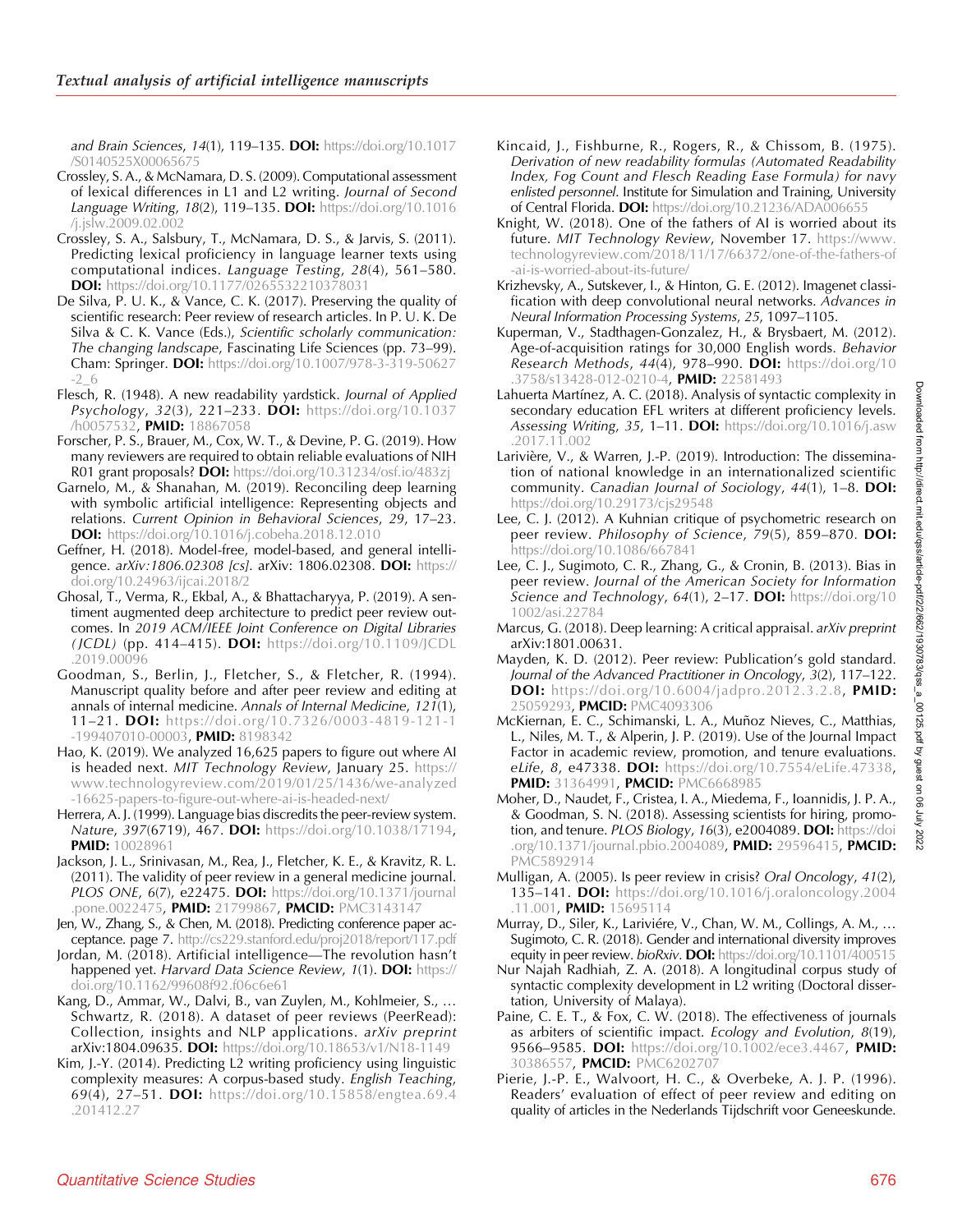and Brain Sciences, *14*(1), 119–135. **DOI:** https://doi.org/10.1017/S0140525X00065675

Crossley, S. A., & McNamara, D. S. (2009). Computational assessment of lexical differences in L1 and L2 writing. *Journal of Second Language Writing*, *18*(2), 119–135. **DOI:** https://doi.org/10.1016/j.jslw.2009.02.002

Crossley, S. A., Salsbury, T., McNamara, D. S., & Jarvis, S. (2011). Predicting lexical proficiency in language learner texts using computational indices. *Language Testing*, *28*(4), 561–580. **DOI:** https://doi.org/10.1177/0265532210378031

De Silva, P. U. K., & Vance, C. K. (2017). Preserving the quality of scientific research: Peer review of research articles. In P. U. K. De Silva & C. K. Vance (Eds.), *Scientific scholarly communication: The changing landscape*, Fascinating Life Sciences (pp. 73–99). Cham: Springer. **DOI:** https://doi.org/10.1007/978-3-319-50627-2_6

Flesch, R. (1948). A new readability yardstick. *Journal of Applied Psychology*, *32*(3), 221–233. **DOI:** https://doi.org/10.1037/h0057532, **PMID:** 18867058

Forscher, P. S., Brauer, M., Cox, W. T., & Devine, P. G. (2019). How many reviewers are required to obtain reliable evaluations of NIH R01 grant proposals? **DOI:** https://doi.org/10.31234/osf.io/483zj

Garnelo, M., & Shanahan, M. (2019). Reconciling deep learning with symbolic artificial intelligence: Representing objects and relations. *Current Opinion in Behavioral Sciences*, *29*, 17–23. **DOI:** https://doi.org/10.1016/j.cobeha.2018.12.010

Geffner, H. (2018). Model-free, model-based, and general intelligence. *arXiv:1806.02308 [cs]*. arXiv: 1806.02308. **DOI:** https://doi.org/10.24963/ijcai.2018/2

Ghosal, T., Verma, R., Ekbal, A., & Bhattacharyya, P. (2019). A sentiment augmented deep architecture to predict peer review outcomes. In *2019 ACM/IEEE Joint Conference on Digital Libraries (JCDL)* (pp. 414–415). **DOI:** https://doi.org/10.1109/JCDL.2019.00096

Goodman, S., Berlin, J., Fletcher, S., & Fletcher, R. (1994). Manuscript quality before and after peer review and editing at annals of internal medicine. *Annals of Internal Medicine*, *121*(1), 11–21. **DOI:** https://doi.org/10.7326/0003-4819-121-1-199407010-00003, **PMID:** 8198342

Hao, K. (2019). We analyzed 16,625 papers to figure out where AI is headed next. *MIT Technology Review*, January 25. https://www.technologyreview.com/2019/01/25/1436/we-analyzed-16625-papers-to-figure-out-where-ai-is-headed-next/

Herrera, A. J. (1999). Language bias discredits the peer-review system. *Nature*, *397*(6719), 467. **DOI:** https://doi.org/10.1038/17194, **PMID:** 10028961

Jackson, J. L., Srinivasan, M., Rea, J., Fletcher, K. E., & Kravitz, R. L. (2011). The validity of peer review in a general medicine journal. *PLOS ONE*, *6*(7), e22475. **DOI:** https://doi.org/10.1371/journal.pone.0022475, **PMID:** 21799867, **PMCID:** PMC3143147

Jen, W., Zhang, S., & Chen, M. (2018). Predicting conference paper acceptance. page 7. http://cs229.stanford.edu/proj2018/report/117.pdf

Jordan, M. (2018). Artificial intelligence—The revolution hasn't happened yet. *Harvard Data Science Review*, *1*(1). **DOI:** https://doi.org/10.1162/99608f92.f06c6e61

Kang, D., Ammar, W., Dalvi, B., van Zuylen, M., Kohlmeier, S., … Schwartz, R. (2018). A dataset of peer reviews (PeerRead): Collection, insights and NLP applications. *arXiv preprint* arXiv:1804.09635. **DOI:** https://doi.org/10.18653/v1/N18-1149

Kim, J.-Y. (2014). Predicting L2 writing proficiency using linguistic complexity measures: A corpus-based study. *English Teaching*, *69*(4), 27–51. **DOI:** https://doi.org/10.15858/engtea.69.4.201412.27

Kincaid, J., Fishburne, R., Rogers, R., & Chissom, B. (1975). *Derivation of new readability formulas (Automated Readability Index, Fog Count and Flesch Reading Ease Formula) for navy enlisted personnel*. Institute for Simulation and Training, University of Central Florida. **DOI:** https://doi.org/10.21236/ADA006655

Knight, W. (2018). One of the fathers of AI is worried about its future. *MIT Technology Review*, November 17. https://www.technologyreview.com/2018/11/17/66372/one-of-the-fathers-of-ai-is-worried-about-its-future/

Krizhevsky, A., Sutskever, I., & Hinton, G. E. (2012). Imagenet classification with deep convolutional neural networks. *Advances in Neural Information Processing Systems*, *25*, 1097–1105.

Kuperman, V., Stadthagen-Gonzalez, H., & Brysbaert, M. (2012). Age-of-acquisition ratings for 30,000 English words. *Behavior Research Methods*, *44*(4), 978–990. **DOI:** https://doi.org/10.3758/s13428-012-0210-4, **PMID:** 22581493

Lahuerta Martínez, A. C. (2018). Analysis of syntactic complexity in secondary education EFL writers at different proficiency levels. *Assessing Writing*, *35*, 1–11. **DOI:** https://doi.org/10.1016/j.asw.2017.11.002

Larivière, V., & Warren, J.-P. (2019). Introduction: The dissemination of national knowledge in an internationalized scientific community. *Canadian Journal of Sociology*, *44*(1), 1–8. **DOI:** https://doi.org/10.29173/cjs29548

Lee, C. J. (2012). A Kuhnian critique of psychometric research on peer review. *Philosophy of Science*, *79*(5), 859–870. **DOI:** https://doi.org/10.1086/667841

Lee, C. J., Sugimoto, C. R., Zhang, G., & Cronin, B. (2013). Bias in peer review. *Journal of the American Society for Information Science and Technology*, *64*(1), 2–17. **DOI:** https://doi.org/10.1002/asi.22784

Marcus, G. (2018). Deep learning: A critical appraisal. *arXiv preprint* arXiv:1801.00631.

Mayden, K. D. (2012). Peer review: Publication's gold standard. *Journal of the Advanced Practitioner in Oncology*, *3*(2), 117–122. **DOI:** https://doi.org/10.6004/jadpro.2012.3.2.8, **PMID:** 25059293, **PMCID:** PMC4093306

McKiernan, E. C., Schimanski, L. A., Muñoz Nieves, C., Matthias, L., Niles, M. T., & Alperin, J. P. (2019). Use of the Journal Impact Factor in academic review, promotion, and tenure evaluations. *eLife*, *8*, e47338. **DOI:** https://doi.org/10.7554/eLife.47338, **PMID:** 31364991, **PMCID:** PMC6668985

Moher, D., Naudet, F., Cristea, I. A., Miedema, F., Ioannidis, J. P. A., & Goodman, S. N. (2018). Assessing scientists for hiring, promotion, and tenure. *PLOS Biology*, *16*(3), e2004089. **DOI:** https://doi.org/10.1371/journal.pbio.2004089, **PMID:** 29596415, **PMCID:** PMC5892914

Mulligan, A. (2005). Is peer review in crisis? *Oral Oncology*, *41*(2), 135–141. **DOI:** https://doi.org/10.1016/j.oraloncology.2004.11.001, **PMID:** 15695114

Murray, D., Siler, K., Lariviére, V., Chan, W. M., Collings, A. M., … Sugimoto, C. R. (2018). Gender and international diversity improves equity in peer review. *bioRxiv*. **DOI:** https://doi.org/10.1101/400515

Nur Najah Radhiah, Z. A. (2018). A longitudinal corpus study of syntactic complexity development in L2 writing (Doctoral dissertation, University of Malaya).

Paine, C. E. T., & Fox, C. W. (2018). The effectiveness of journals as arbiters of scientific impact. *Ecology and Evolution*, *8*(19), 9566–9585. **DOI:** https://doi.org/10.1002/ece3.4467, **PMID:** 30386557, **PMCID:** PMC6202707

Pierie, J.-P. E., Walvoort, H. C., & Overbeke, A. J. P. (1996). Readers' evaluation of effect of peer review and editing on quality of articles in the Nederlands Tijdschrift voor Geneeskunde.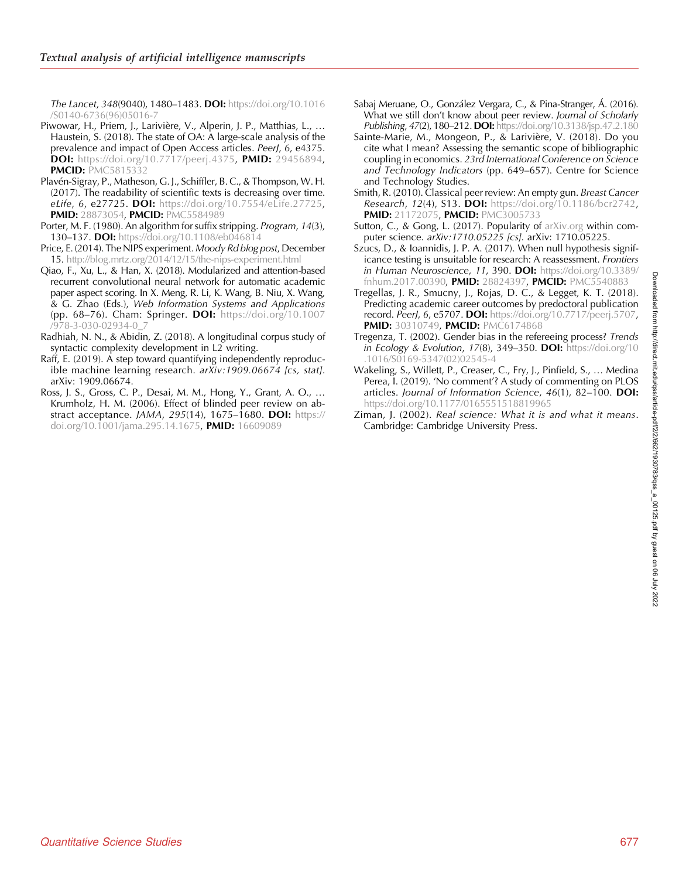*The Lancet*, *348*(9040), 1480–1483. **DOI:** https://doi.org/10.1016/S0140-6736(96)05016-7

Piwowar, H., Priem, J., Larivière, V., Alperin, J. P., Matthias, L., … Haustein, S. (2018). The state of OA: A large-scale analysis of the prevalence and impact of Open Access articles. *PeerJ*, *6*, e4375. **DOI:** https://doi.org/10.7717/peerj.4375, **PMID:** 29456894, **PMCID:** PMC5815332

Plavén-Sigray, P., Matheson, G. J., Schiffler, B. C., & Thompson, W. H. (2017). The readability of scientific texts is decreasing over time. *eLife*, *6*, e27725. **DOI:** https://doi.org/10.7554/eLife.27725, **PMID:** 28873054, **PMCID:** PMC5584989

Porter, M. F. (1980). An algorithm for suffix stripping. *Program*, *14*(3), 130–137. **DOI:** https://doi.org/10.1108/eb046814

Price, E. (2014). The NIPS experiment. *Moody Rd blog post*, December 15. http://blog.mrtz.org/2014/12/15/the-nips-experiment.html

Qiao, F., Xu, L., & Han, X. (2018). Modularized and attention-based recurrent convolutional neural network for automatic academic paper aspect scoring. In X. Meng, R. Li, K. Wang, B. Niu, X. Wang, & G. Zhao (Eds.), *Web Information Systems and Applications* (pp. 68–76). Cham: Springer. **DOI:** https://doi.org/10.1007/978-3-030-02934-0_7

Radhiah, N. N., & Abidin, Z. (2018). A longitudinal corpus study of syntactic complexity development in L2 writing.

Raff, E. (2019). A step toward quantifying independently reproducible machine learning research. *arXiv:1909.06674 [cs, stat]*. arXiv: 1909.06674.

Ross, J. S., Gross, C. P., Desai, M. M., Hong, Y., Grant, A. O., … Krumholz, H. M. (2006). Effect of blinded peer review on abstract acceptance. *JAMA*, *295*(14), 1675–1680. **DOI:** https://doi.org/10.1001/jama.295.14.1675, **PMID:** 16609089

Sabaj Meruane, O., González Vergara, C., & Pina-Stranger, Á. (2016). What we still don't know about peer review. *Journal of Scholarly Publishing*, *47*(2), 180–212. **DOI:** https://doi.org/10.3138/jsp.47.2.180

Sainte-Marie, M., Mongeon, P., & Larivière, V. (2018). Do you cite what I mean? Assessing the semantic scope of bibliographic coupling in economics. *23rd International Conference on Science and Technology Indicators* (pp. 649–657). Centre for Science and Technology Studies.

Smith, R. (2010). Classical peer review: An empty gun. *Breast Cancer Research*, *12*(4), S13. **DOI:** https://doi.org/10.1186/bcr2742, **PMID:** 21172075, **PMCID:** PMC3005733

Sutton, C., & Gong, L. (2017). Popularity of arXiv.org within computer science. *arXiv:1710.05225 [cs]*. arXiv: 1710.05225.

Szucs, D., & Ioannidis, J. P. A. (2017). When null hypothesis significance testing is unsuitable for research: A reassessment. *Frontiers in Human Neuroscience*, *11*, 390. **DOI:** https://doi.org/10.3389/fnhum.2017.00390, **PMID:** 28824397, **PMCID:** PMC5540883

Tregellas, J. R., Smucny, J., Rojas, D. C., & Legget, K. T. (2018). Predicting academic career outcomes by predoctoral publication record. *PeerJ*, *6*, e5707. **DOI:** https://doi.org/10.7717/peerj.5707, **PMID:** 30310749, **PMCID:** PMC6174868

Tregenza, T. (2002). Gender bias in the refereeing process? *Trends in Ecology & Evolution*, *17*(8), 349–350. **DOI:** https://doi.org/10.1016/S0169-5347(02)02545-4

Wakeling, S., Willett, P., Creaser, C., Fry, J., Pinfield, S., … Medina Perea, I. (2019). 'No comment'? A study of commenting on PLOS articles. *Journal of Information Science*, *46*(1), 82–100. **DOI:** https://doi.org/10.1177/0165551518819965

Ziman, J. (2002). *Real science: What it is and what it means*. Cambridge: Cambridge University Press.